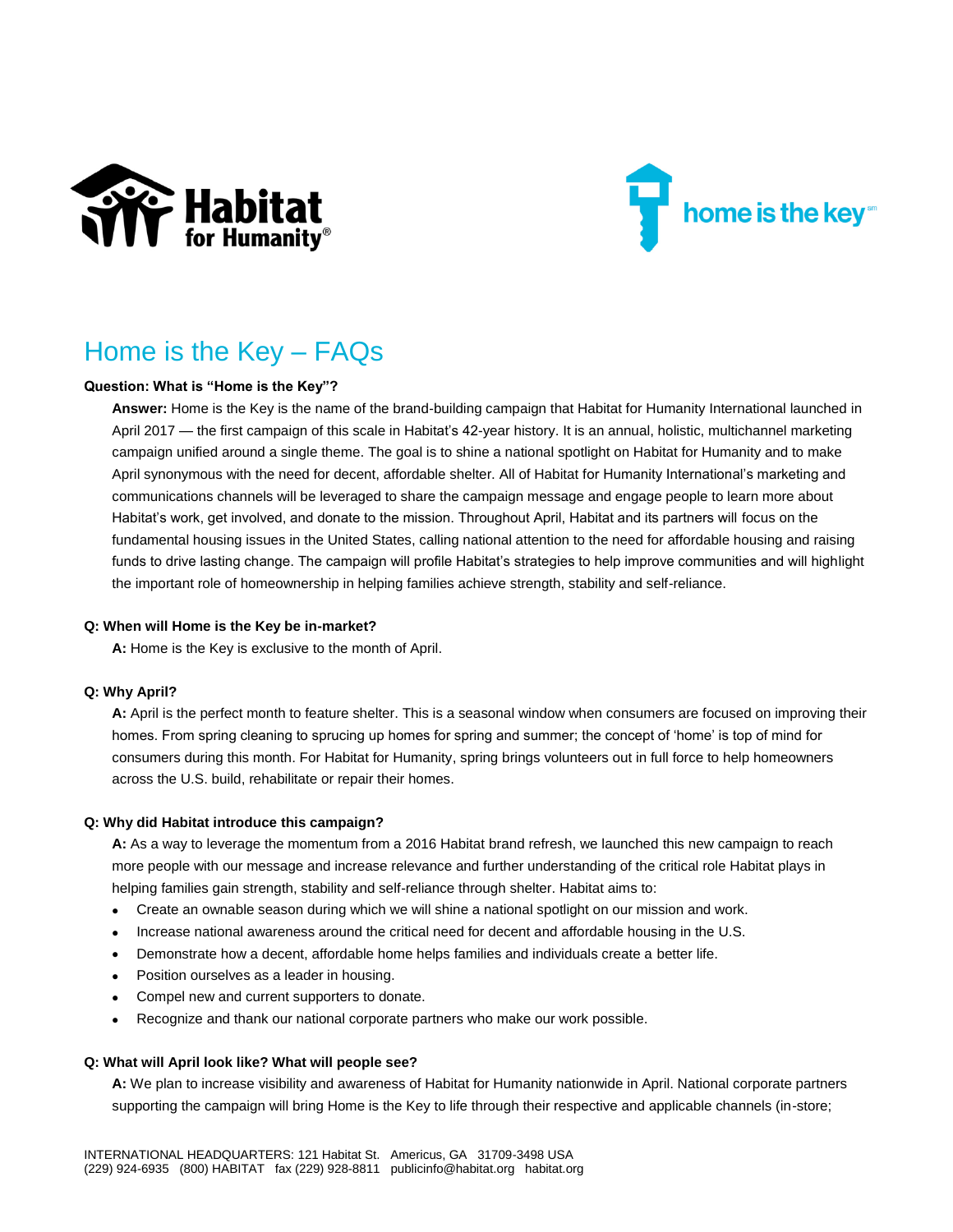# Home is the Key – FAQs

**Question: What is "Home is the Key"?**

**Answer:** Home is the Key is the name of the brand-building campaign that Habitat for Humanity International launched in April 2017 — the first campaign of this scale in Habitat's 42-year history. It is an annual, holistic, multichannel marketing campaign unified around a single theme. The goal is to shine a national spotlight on Habitat for Humanity and to make April synonymous with the need for decent, affordable shelter. All of Habitat for Humanity International's marketing and communications channels will be leveraged to share the campaign message and engage people to learn more about Habitat's work, get involved, and donate to the mission. Throughout April, Habitat and its partners will focus on the fundamental housing issues in the United States, calling national attention to the need for affordable housing and raising funds to drive lasting change. The campaign will profile Habitat's strategies to help improve communities and will highlight the important role of homeownership in helping families achieve strength, stability and self-reliance.

**Q: When will Home is the Key be in-market?**

**A:** Home is the Key is exclusive to the month of April.

**Q: Why April?**

**A:** April is the perfect month to feature shelter. This is a seasonal window when consumers are focused on improving their homes. From spring cleaning to sprucing up homes for spring and summer; the concept of 'home' is top of mind for consumers during this month. For Habitat for Humanity, spring brings volunteers out in full force to help homeowners across the U.S. build, rehabilitate or repair their homes.

**Q: Why did Habitat introduce this campaign?**

**A:** As a way to leverage the momentum from a 2016 Habitat brand refresh, we launched this new campaign to reach more people with our message and increase relevance and further understanding of the critical role Habitat plays in helping families gain strength, stability and self-reliance through shelter. Habitat aims to:

- Create an ownable season during which we will shine a national spotlight on our mission and work.
- Increase national awareness around the critical need for decent and affordable housing in the U.S.
- Demonstrate how a decent, affordable home helps families and individuals create a better life.
- Position ourselves as a leader in housing.
- Compel new and current supporters to donate.
- Recognize and thank our national corporate partners who make our work possible.

**Q: What will April look like? What will people see?**

**A:** We plan to increase visibility and awareness of Habitat for Humanity nationwide in April. National corporate partners supporting the campaign will bring Home is the Key to life through their respective and applicable channels (in-store;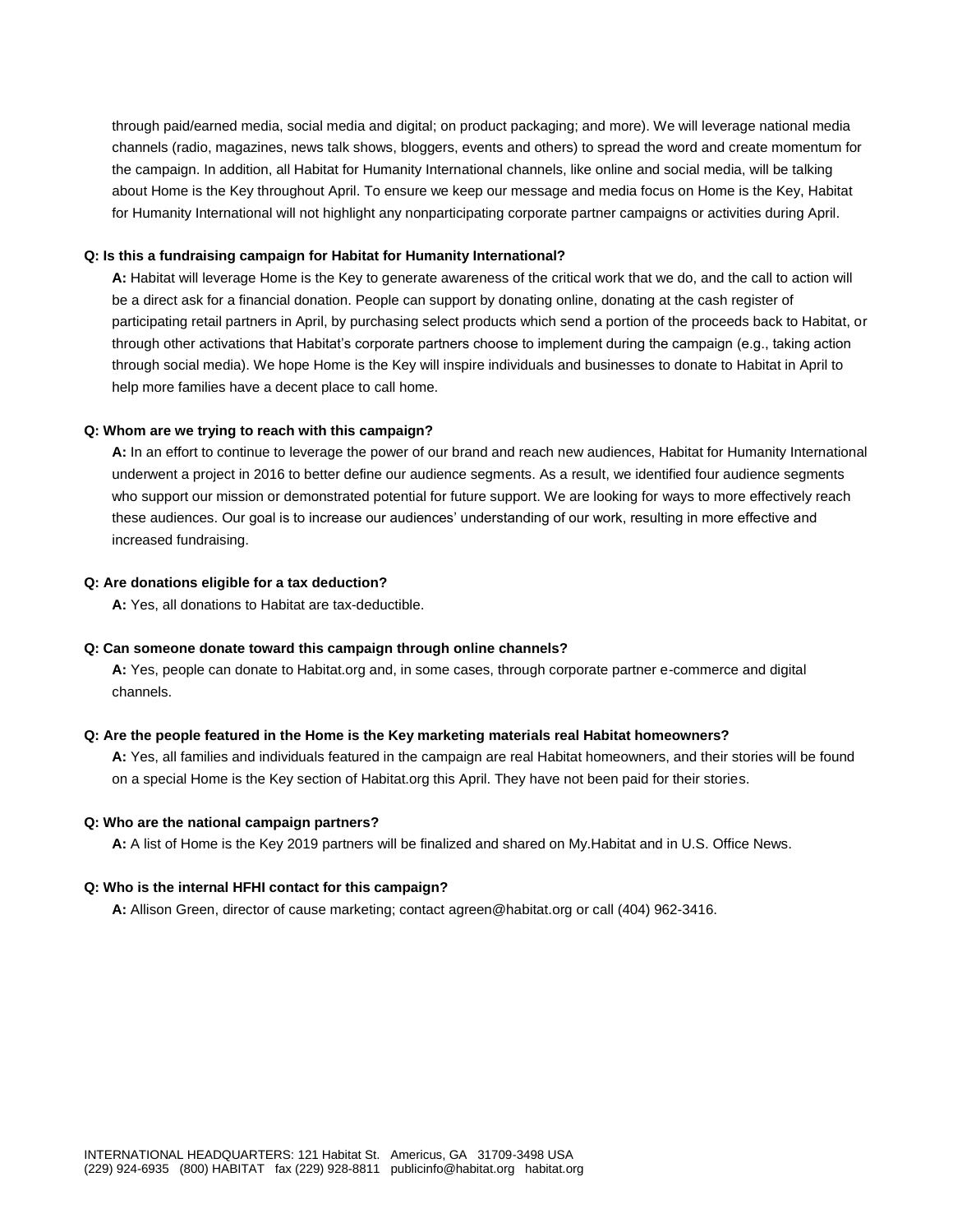through paid/earned media, social media and digital; on product packaging; and more). We will leverage national media channels (radio, magazines, news talk shows, bloggers, events and others) to spread the word and create momentum for the campaign. In addition, all Habitat for Humanity International channels, like online and social media, will be talking about Home is the Key throughout April. To ensure we keep our message and media focus on Home is the Key, Habitat for Humanity International will not highlight any nonparticipating corporate partner campaigns or activities during April.

**Q: Is this a fundraising campaign for Habitat for Humanity International?**

**A:** Habitat will leverage Home is the Key to generate awareness of the critical work that we do, and the call to action will be a direct ask for a financial donation. People can support by donating online, donating at the cash register of participating retail partners in April, by purchasing select products which send a portion of the proceeds back to Habitat, or through other activations that Habitat's corporate partners choose to implement during the campaign (e.g., taking action through social media). We hope Home is the Key will inspire individuals and businesses to donate to Habitat in April to help more families have a decent place to call home.

**Q: Whom are we trying to reach with this campaign?**

**A:** In an effort to continue to leverage the power of our brand and reach new audiences, Habitat for Humanity International underwent a project in 2016 to better define our audience segments. As a result, we identified four audience segments who support our mission or demonstrated potential for future support. We are looking for ways to more effectively reach these audiences. Our goal is to increase our audiences' understanding of our work, resulting in more effective and increased fundraising.

**Q: Are donations eligible for a tax deduction?**

**A:** Yes, all donations to Habitat are tax-deductible.

**Q: Can someone donate toward this campaign through online channels?**

**A:** Yes, people can donate to Habitat.org and, in some cases, through corporate partner e-commerce and digital channels.

**Q: Are the people featured in the Home is the Key marketing materials real Habitat homeowners?**

**A:** Yes, all families and individuals featured in the campaign are real Habitat homeowners, and their stories will be found on a special Home is the Key section of Habitat.org this April. They have not been paid for their stories.

**Q: Who are the national campaign partners?**

**A:** A list of Home is the Key 2019 partners will be finalized and shared on My.Habitat and in U.S. Office News.

**Q: Who is the internal HFHI contact for this campaign?**

**A:** Allison Green, director of cause marketing; contact agreen@habitat.org or call (404) 962-3416.

INTERNATIONAL HEADQUARTERS: 121 Habitat St. Americus, GA 31709-3498 USA
(229) 924-6935 (800) HABITAT fax (229) 928-8811 publicinfo@habitat.org habitat.org